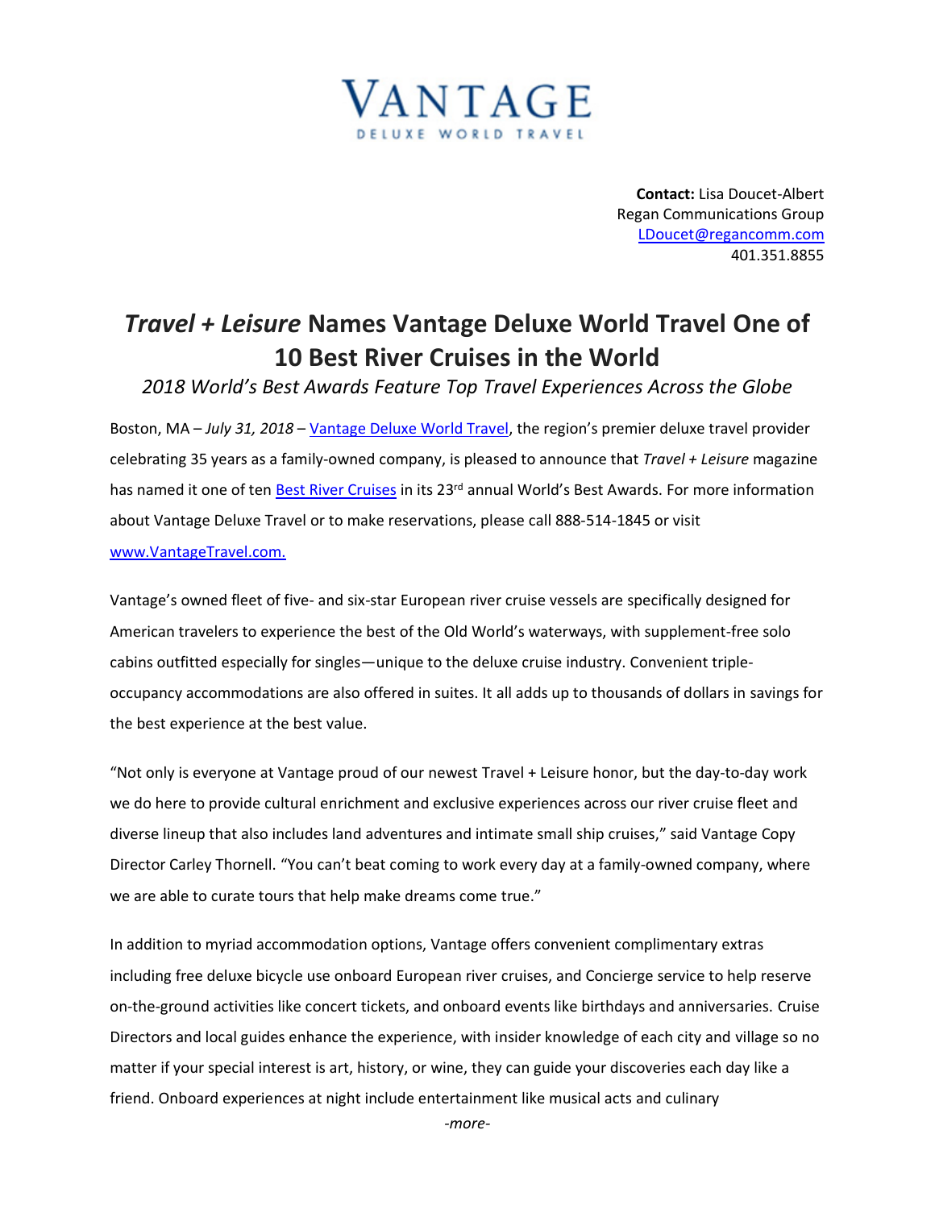# VANTAGE

DELUXE WORLD TRAVEL

**Contact:** Lisa Doucet-Albert
Regan Communications Group
LDoucet@regancomm.com
401.351.8855

# *Travel + Leisure* Names Vantage Deluxe World Travel One of 10 Best River Cruises in the World

*2018 World's Best Awards Feature Top Travel Experiences Across the Globe*

Boston, MA – *July 31, 2018* – Vantage Deluxe World Travel, the region's premier deluxe travel provider celebrating 35 years as a family-owned company, is pleased to announce that *Travel + Leisure* magazine has named it one of ten Best River Cruises in its 23rd annual World's Best Awards. For more information about Vantage Deluxe Travel or to make reservations, please call 888-514-1845 or visit www.VantageTravel.com.

Vantage's owned fleet of five- and six-star European river cruise vessels are specifically designed for American travelers to experience the best of the Old World's waterways, with supplement-free solo cabins outfitted especially for singles—unique to the deluxe cruise industry. Convenient triple-occupancy accommodations are also offered in suites. It all adds up to thousands of dollars in savings for the best experience at the best value.

"Not only is everyone at Vantage proud of our newest Travel + Leisure honor, but the day-to-day work we do here to provide cultural enrichment and exclusive experiences across our river cruise fleet and diverse lineup that also includes land adventures and intimate small ship cruises," said Vantage Copy Director Carley Thornell. "You can't beat coming to work every day at a family-owned company, where we are able to curate tours that help make dreams come true."

In addition to myriad accommodation options, Vantage offers convenient complimentary extras including free deluxe bicycle use onboard European river cruises, and Concierge service to help reserve on-the-ground activities like concert tickets, and onboard events like birthdays and anniversaries. Cruise Directors and local guides enhance the experience, with insider knowledge of each city and village so no matter if your special interest is art, history, or wine, they can guide your discoveries each day like a friend. Onboard experiences at night include entertainment like musical acts and culinary

-more-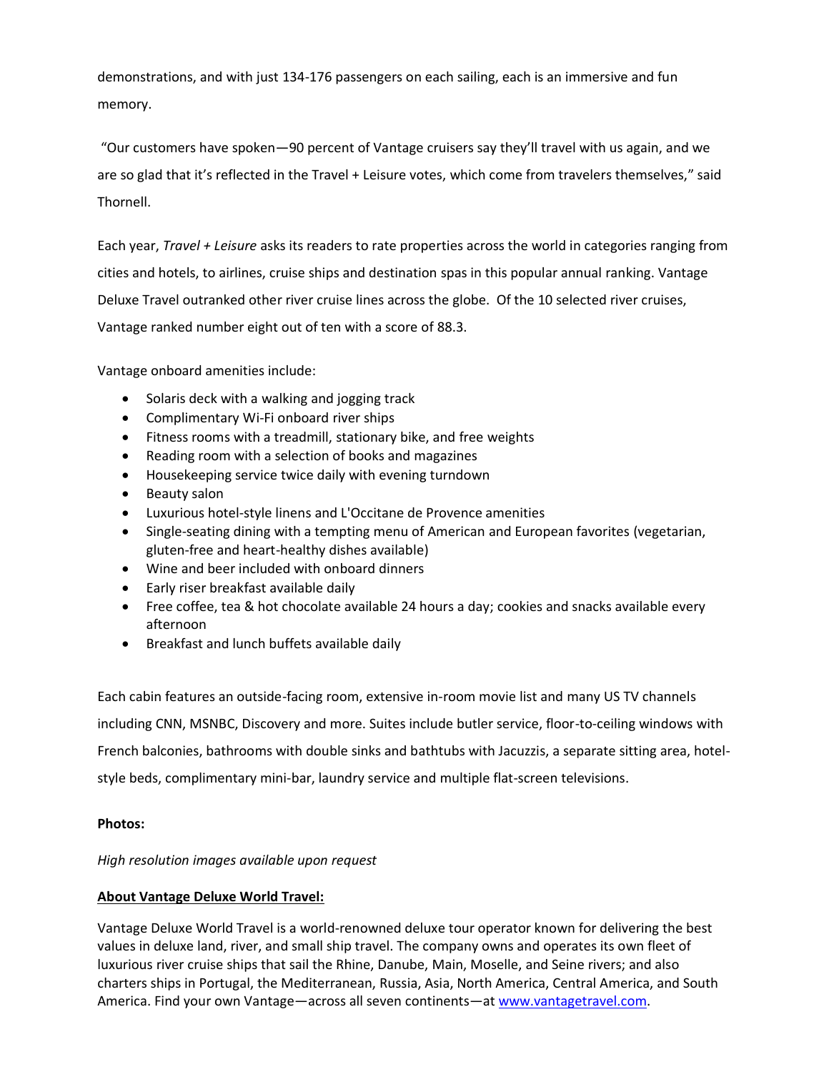demonstrations, and with just 134-176 passengers on each sailing, each is an immersive and fun memory.

"Our customers have spoken—90 percent of Vantage cruisers say they'll travel with us again, and we are so glad that it's reflected in the Travel + Leisure votes, which come from travelers themselves," said Thornell.

Each year, *Travel + Leisure* asks its readers to rate properties across the world in categories ranging from cities and hotels, to airlines, cruise ships and destination spas in this popular annual ranking. Vantage Deluxe Travel outranked other river cruise lines across the globe. Of the 10 selected river cruises, Vantage ranked number eight out of ten with a score of 88.3.

Vantage onboard amenities include:

- Solaris deck with a walking and jogging track
- Complimentary Wi-Fi onboard river ships
- Fitness rooms with a treadmill, stationary bike, and free weights
- Reading room with a selection of books and magazines
- Housekeeping service twice daily with evening turndown
- Beauty salon
- Luxurious hotel-style linens and L'Occitane de Provence amenities
- Single-seating dining with a tempting menu of American and European favorites (vegetarian, gluten-free and heart-healthy dishes available)
- Wine and beer included with onboard dinners
- Early riser breakfast available daily
- Free coffee, tea & hot chocolate available 24 hours a day; cookies and snacks available every afternoon
- Breakfast and lunch buffets available daily

Each cabin features an outside-facing room, extensive in-room movie list and many US TV channels including CNN, MSNBC, Discovery and more. Suites include butler service, floor-to-ceiling windows with French balconies, bathrooms with double sinks and bathtubs with Jacuzzis, a separate sitting area, hotel-style beds, complimentary mini-bar, laundry service and multiple flat-screen televisions.

**Photos:**

*High resolution images available upon request*

**About Vantage Deluxe World Travel:**

Vantage Deluxe World Travel is a world-renowned deluxe tour operator known for delivering the best values in deluxe land, river, and small ship travel. The company owns and operates its own fleet of luxurious river cruise ships that sail the Rhine, Danube, Main, Moselle, and Seine rivers; and also charters ships in Portugal, the Mediterranean, Russia, Asia, North America, Central America, and South America. Find your own Vantage—across all seven continents—at [www.vantagetravel.com](http://www.vantagetravel.com).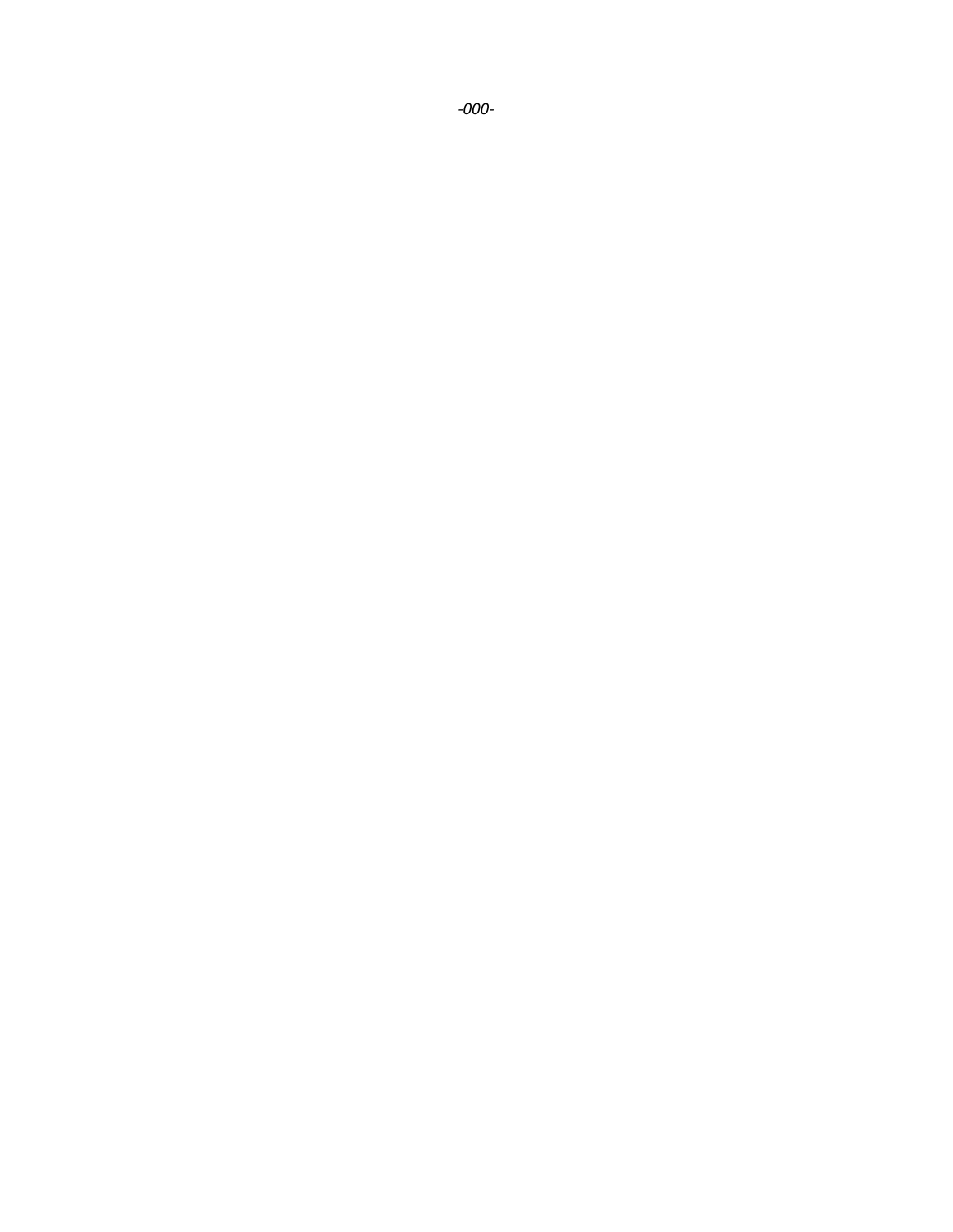*-000-*